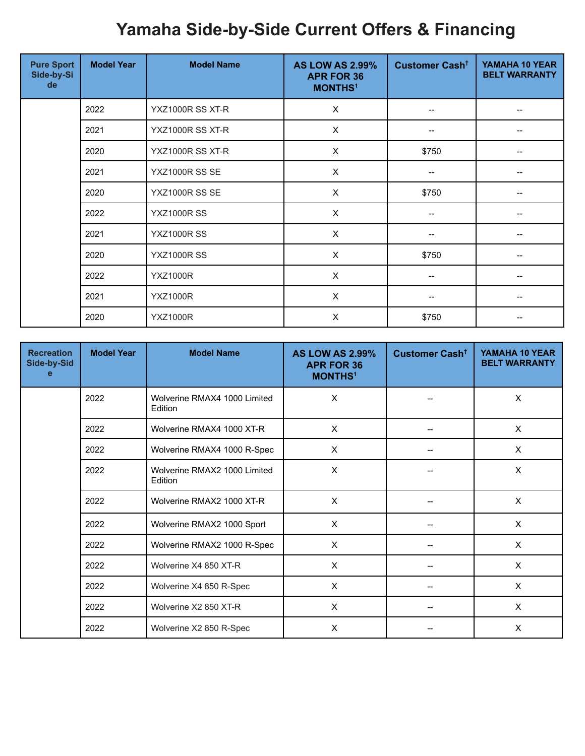# Yamaha Side-by-Side Current Offers & Financing

| Pure Sport Side-by-Side | Model Year | Model Name | AS LOW AS 2.99% APR FOR 36 MONTHS[1] | Customer Cash[†] | YAMAHA 10 YEAR BELT WARRANTY |
|---|---|---|---|---|---|
| | 2022 | YXZ1000R SS XT-R | X | -- | -- |
| | 2021 | YXZ1000R SS XT-R | X | -- | -- |
| | 2020 | YXZ1000R SS XT-R | X | $750 | -- |
| | 2021 | YXZ1000R SS SE | X | -- | -- |
| | 2020 | YXZ1000R SS SE | X | $750 | -- |
| | 2022 | YXZ1000R SS | X | -- | -- |
| | 2021 | YXZ1000R SS | X | -- | -- |
| | 2020 | YXZ1000R SS | X | $750 | -- |
| | 2022 | YXZ1000R | X | -- | -- |
| | 2021 | YXZ1000R | X | -- | -- |
| | 2020 | YXZ1000R | X | $750 | -- |

| Recreation Side-by-Side | Model Year | Model Name | AS LOW AS 2.99% APR FOR 36 MONTHS[1] | Customer Cash[†] | YAMAHA 10 YEAR BELT WARRANTY |
|---|---|---|---|---|---|
| | 2022 | Wolverine RMAX4 1000 Limited Edition | X | -- | X |
| | 2022 | Wolverine RMAX4 1000 XT-R | X | -- | X |
| | 2022 | Wolverine RMAX4 1000 R-Spec | X | -- | X |
| | 2022 | Wolverine RMAX2 1000 Limited Edition | X | -- | X |
| | 2022 | Wolverine RMAX2 1000 XT-R | X | -- | X |
| | 2022 | Wolverine RMAX2 1000 Sport | X | -- | X |
| | 2022 | Wolverine RMAX2 1000 R-Spec | X | -- | X |
| | 2022 | Wolverine X4 850 XT-R | X | -- | X |
| | 2022 | Wolverine X4 850 R-Spec | X | -- | X |
| | 2022 | Wolverine X2 850 XT-R | X | -- | X |
| | 2022 | Wolverine X2 850 R-Spec | X | -- | X |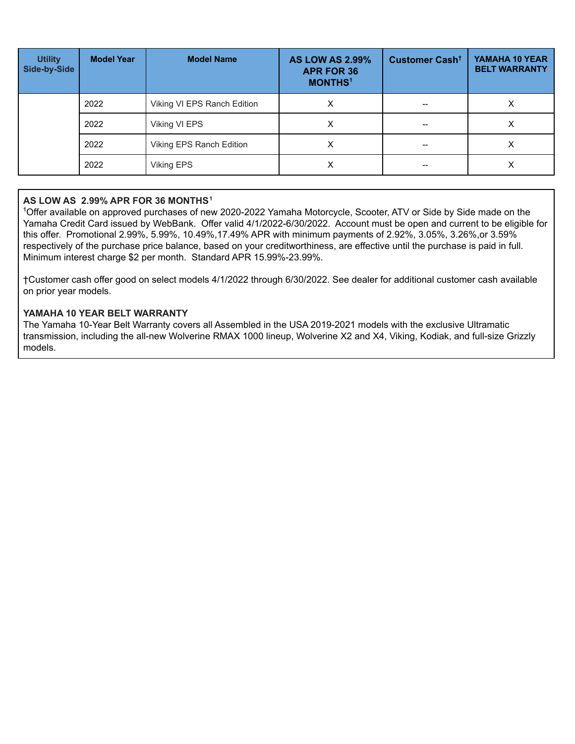| Utility Side-by-Side | Model Year | Model Name | AS LOW AS 2.99% APR FOR 36 MONTHS[1] | Customer Cash† | YAMAHA 10 YEAR BELT WARRANTY |
|---|---|---|---|---|---|
| | 2022 | Viking VI EPS Ranch Edition | X | -- | X |
| | 2022 | Viking VI EPS | X | -- | X |
| | 2022 | Viking EPS Ranch Edition | X | -- | X |
| | 2022 | Viking EPS | X | -- | X |

**AS LOW AS 2.99% APR FOR 36 MONTHS[1]**
[1]Offer available on approved purchases of new 2020-2022 Yamaha Motorcycle, Scooter, ATV or Side by Side made on the Yamaha Credit Card issued by WebBank. Offer valid 4/1/2022-6/30/2022. Account must be open and current to be eligible for this offer. Promotional 2.99%, 5.99%, 10.49%,17.49% APR with minimum payments of 2.92%, 3.05%, 3.26%,or 3.59% respectively of the purchase price balance, based on your creditworthiness, are effective until the purchase is paid in full. Minimum interest charge $2 per month. Standard APR 15.99%-23.99%.

†Customer cash offer good on select models 4/1/2022 through 6/30/2022. See dealer for additional customer cash available on prior year models.

**YAMAHA 10 YEAR BELT WARRANTY**
The Yamaha 10-Year Belt Warranty covers all Assembled in the USA 2019-2021 models with the exclusive Ultramatic transmission, including the all-new Wolverine RMAX 1000 lineup, Wolverine X2 and X4, Viking, Kodiak, and full-size Grizzly models.